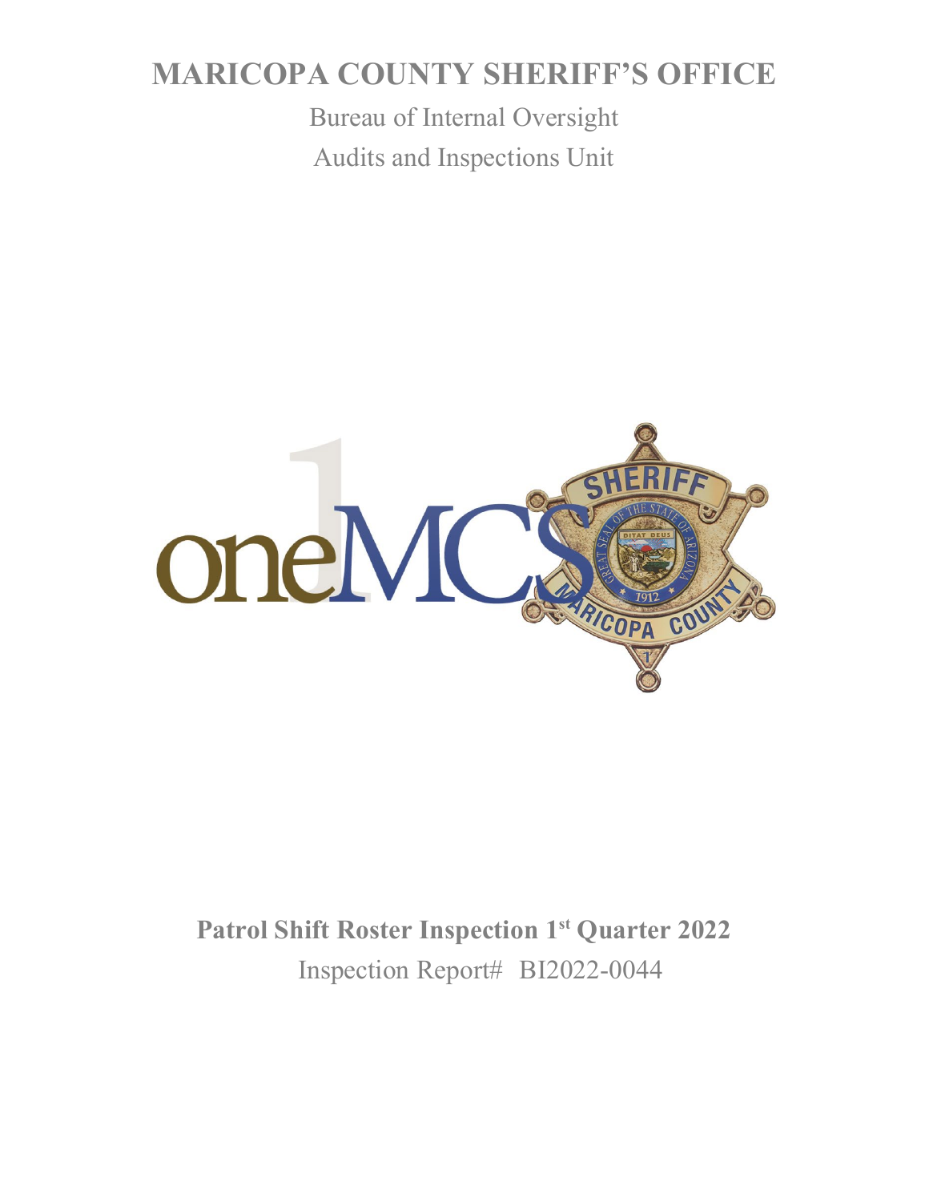# MARICOPA COUNTY SHERIFF'S OFFICE

Bureau of Internal Oversight

Audits and Inspections Unit

**Patrol Shift Roster Inspection 1st Quarter 2022**

Inspection Report# BI2022-0044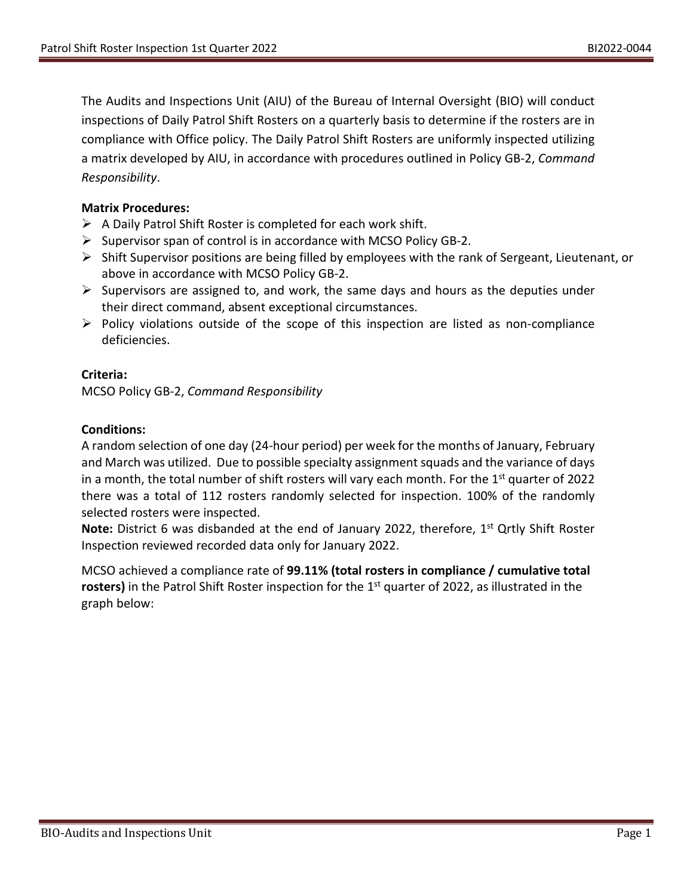The Audits and Inspections Unit (AIU) of the Bureau of Internal Oversight (BIO) will conduct inspections of Daily Patrol Shift Rosters on a quarterly basis to determine if the rosters are in compliance with Office policy. The Daily Patrol Shift Rosters are uniformly inspected utilizing a matrix developed by AIU, in accordance with procedures outlined in Policy GB-2, *Command Responsibility*.

**Matrix Procedures:**

- A Daily Patrol Shift Roster is completed for each work shift.
- Supervisor span of control is in accordance with MCSO Policy GB-2.
- Shift Supervisor positions are being filled by employees with the rank of Sergeant, Lieutenant, or above in accordance with MCSO Policy GB-2.
- Supervisors are assigned to, and work, the same days and hours as the deputies under their direct command, absent exceptional circumstances.
- Policy violations outside of the scope of this inspection are listed as non-compliance deficiencies.

**Criteria:**

MCSO Policy GB-2, *Command Responsibility*

**Conditions:**

A random selection of one day (24-hour period) per week for the months of January, February and March was utilized. Due to possible specialty assignment squads and the variance of days in a month, the total number of shift rosters will vary each month. For the 1st quarter of 2022 there was a total of 112 rosters randomly selected for inspection. 100% of the randomly selected rosters were inspected.

**Note:** District 6 was disbanded at the end of January 2022, therefore, 1st Qrtly Shift Roster Inspection reviewed recorded data only for January 2022.

MCSO achieved a compliance rate of **99.11% (total rosters in compliance / cumulative total rosters)** in the Patrol Shift Roster inspection for the 1st quarter of 2022, as illustrated in the graph below: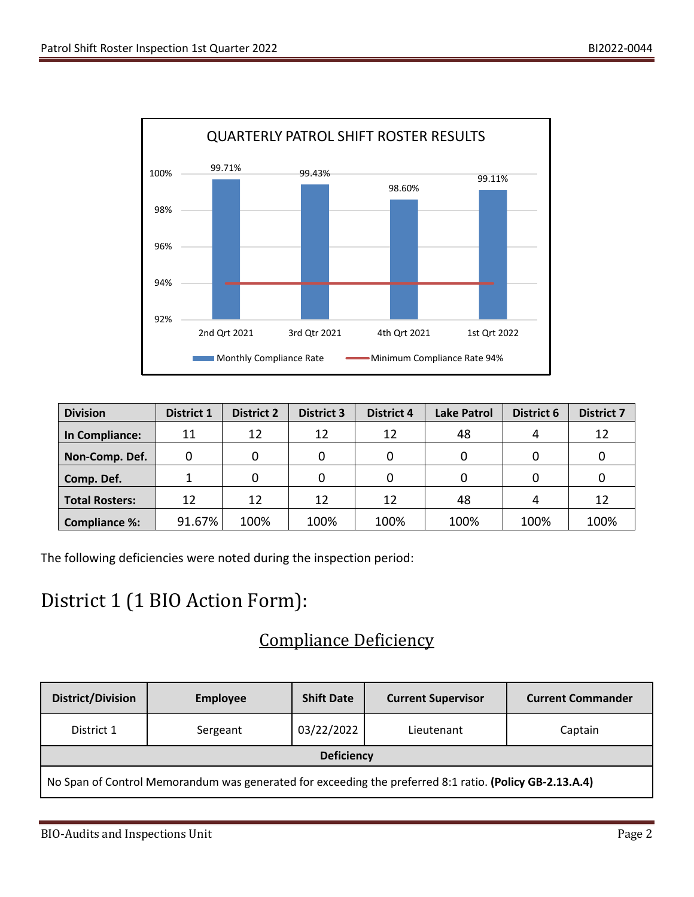QUARTERLY PATROL SHIFT ROSTER RESULTS

| Quarter | Monthly Compliance Rate | Minimum Compliance Rate 94% |
|---|---|---|
| 2nd Qrt 2021 | 99.71% | 94% |
| 3rd Qtr 2021 | 99.43% | 94% |
| 4th Qrt 2021 | 98.60% | 94% |
| 1st Qrt 2022 | 99.11% | 94% |

| Division | District 1 | District 2 | District 3 | District 4 | Lake Patrol | District 6 | District 7 |
|---|---|---|---|---|---|---|---|
| In Compliance: | 11 | 12 | 12 | 12 | 48 | 4 | 12 |
| Non-Comp. Def. | 0 | 0 | 0 | 0 | 0 | 0 | 0 |
| Comp. Def. | 1 | 0 | 0 | 0 | 0 | 0 | 0 |
| Total Rosters: | 12 | 12 | 12 | 12 | 48 | 4 | 12 |
| Compliance %: | 91.67% | 100% | 100% | 100% | 100% | 100% | 100% |

The following deficiencies were noted during the inspection period:

# District 1 (1 BIO Action Form):

## Compliance Deficiency

| District/Division | Employee | Shift Date | Current Supervisor | Current Commander |
|---|---|---|---|---|
| District 1 | Sergeant | 03/22/2022 | Lieutenant | Captain |
| **Deficiency** | | | | |
| No Span of Control Memorandum was generated for exceeding the preferred 8:1 ratio. **(Policy GB-2.13.A.4)** | | | | |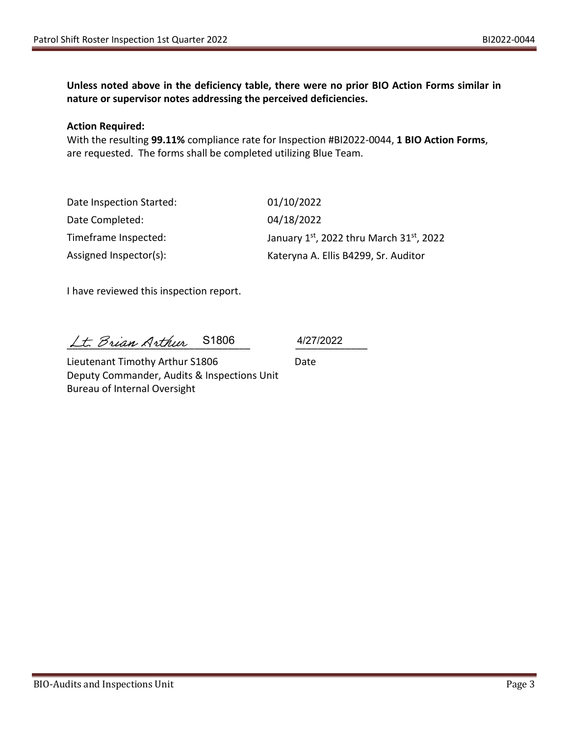**Unless noted above in the deficiency table, there were no prior BIO Action Forms similar in nature or supervisor notes addressing the perceived deficiencies.**

**Action Required:**

With the resulting **99.11%** compliance rate for Inspection #BI2022-0044, **1 BIO Action Forms**, are requested. The forms shall be completed utilizing Blue Team.

| | |
|---|---|
| Date Inspection Started: | 01/10/2022 |
| Date Completed: | 04/18/2022 |
| Timeframe Inspected: | January 1st, 2022 thru March 31st, 2022 |
| Assigned Inspector(s): | Kateryna A. Ellis B4299, Sr. Auditor |

I have reviewed this inspection report.

*Lt. Brian Arthur* S1806 4/27/2022

Lieutenant Timothy Arthur S1806 Date
Deputy Commander, Audits & Inspections Unit
Bureau of Internal Oversight